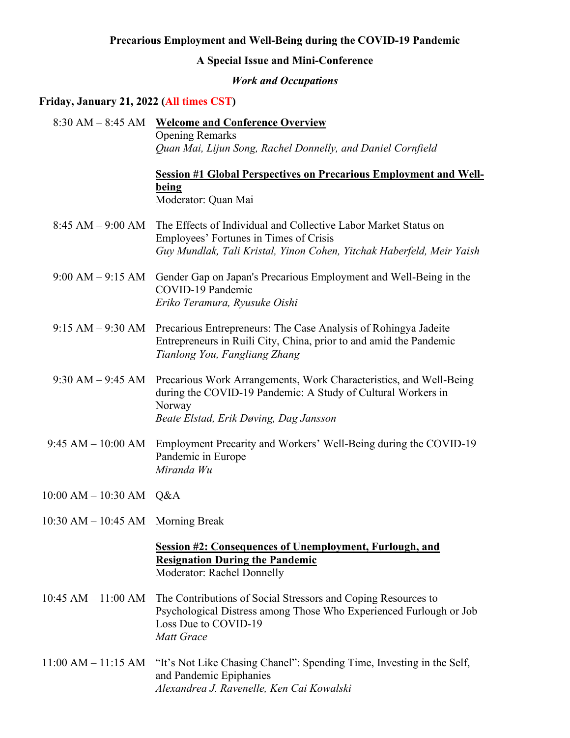**Precarious Employment and Well-Being during the COVID-19 Pandemic**

**A Special Issue and Mini-Conference**

***Work and Occupations***

**Friday, January 21, 2022 (All times CST)**

8:30 AM – 8:45 AM **Welcome and Conference Overview**
Opening Remarks
*Quan Mai, Lijun Song, Rachel Donnelly, and Daniel Cornfield*

**Session #1 Global Perspectives on Precarious Employment and Well-being**
Moderator: Quan Mai

8:45 AM – 9:00 AM The Effects of Individual and Collective Labor Market Status on Employees' Fortunes in Times of Crisis
*Guy Mundlak, Tali Kristal, Yinon Cohen, Yitchak Haberfeld, Meir Yaish*

9:00 AM – 9:15 AM Gender Gap on Japan's Precarious Employment and Well-Being in the COVID-19 Pandemic
*Eriko Teramura, Ryusuke Oishi*

9:15 AM – 9:30 AM Precarious Entrepreneurs: The Case Analysis of Rohingya Jadeite Entrepreneurs in Ruili City, China, prior to and amid the Pandemic
*Tianlong You, Fangliang Zhang*

9:30 AM – 9:45 AM Precarious Work Arrangements, Work Characteristics, and Well-Being during the COVID-19 Pandemic: A Study of Cultural Workers in Norway
*Beate Elstad, Erik Døving, Dag Jansson*

9:45 AM – 10:00 AM Employment Precarity and Workers' Well-Being during the COVID-19 Pandemic in Europe
*Miranda Wu*

10:00 AM – 10:30 AM Q&A

10:30 AM – 10:45 AM Morning Break

**Session #2: Consequences of Unemployment, Furlough, and Resignation During the Pandemic**
Moderator: Rachel Donnelly

10:45 AM – 11:00 AM The Contributions of Social Stressors and Coping Resources to Psychological Distress among Those Who Experienced Furlough or Job Loss Due to COVID-19
*Matt Grace*

11:00 AM – 11:15 AM "It's Not Like Chasing Chanel": Spending Time, Investing in the Self, and Pandemic Epiphanies
*Alexandrea J. Ravenelle, Ken Cai Kowalski*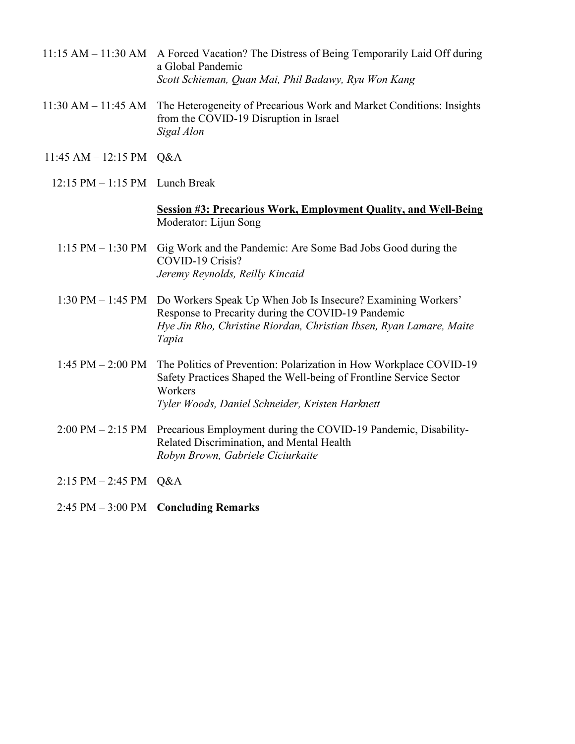11:15 AM – 11:30 AM A Forced Vacation? The Distress of Being Temporarily Laid Off during a Global Pandemic
*Scott Schieman, Quan Mai, Phil Badawy, Ryu Won Kang*

11:30 AM – 11:45 AM The Heterogeneity of Precarious Work and Market Conditions: Insights from the COVID-19 Disruption in Israel
*Sigal Alon*

11:45 AM – 12:15 PM Q&A

12:15 PM – 1:15 PM Lunch Break

**Session #3: Precarious Work, Employment Quality, and Well-Being**
Moderator: Lijun Song

1:15 PM – 1:30 PM Gig Work and the Pandemic: Are Some Bad Jobs Good during the COVID-19 Crisis?
*Jeremy Reynolds, Reilly Kincaid*

1:30 PM – 1:45 PM Do Workers Speak Up When Job Is Insecure? Examining Workers' Response to Precarity during the COVID-19 Pandemic
*Hye Jin Rho, Christine Riordan, Christian Ibsen, Ryan Lamare, Maite Tapia*

1:45 PM – 2:00 PM The Politics of Prevention: Polarization in How Workplace COVID-19 Safety Practices Shaped the Well-being of Frontline Service Sector Workers
*Tyler Woods, Daniel Schneider, Kristen Harknett*

2:00 PM – 2:15 PM Precarious Employment during the COVID-19 Pandemic, Disability-Related Discrimination, and Mental Health
*Robyn Brown, Gabriele Ciciurkaite*

2:15 PM – 2:45 PM Q&A

2:45 PM – 3:00 PM **Concluding Remarks**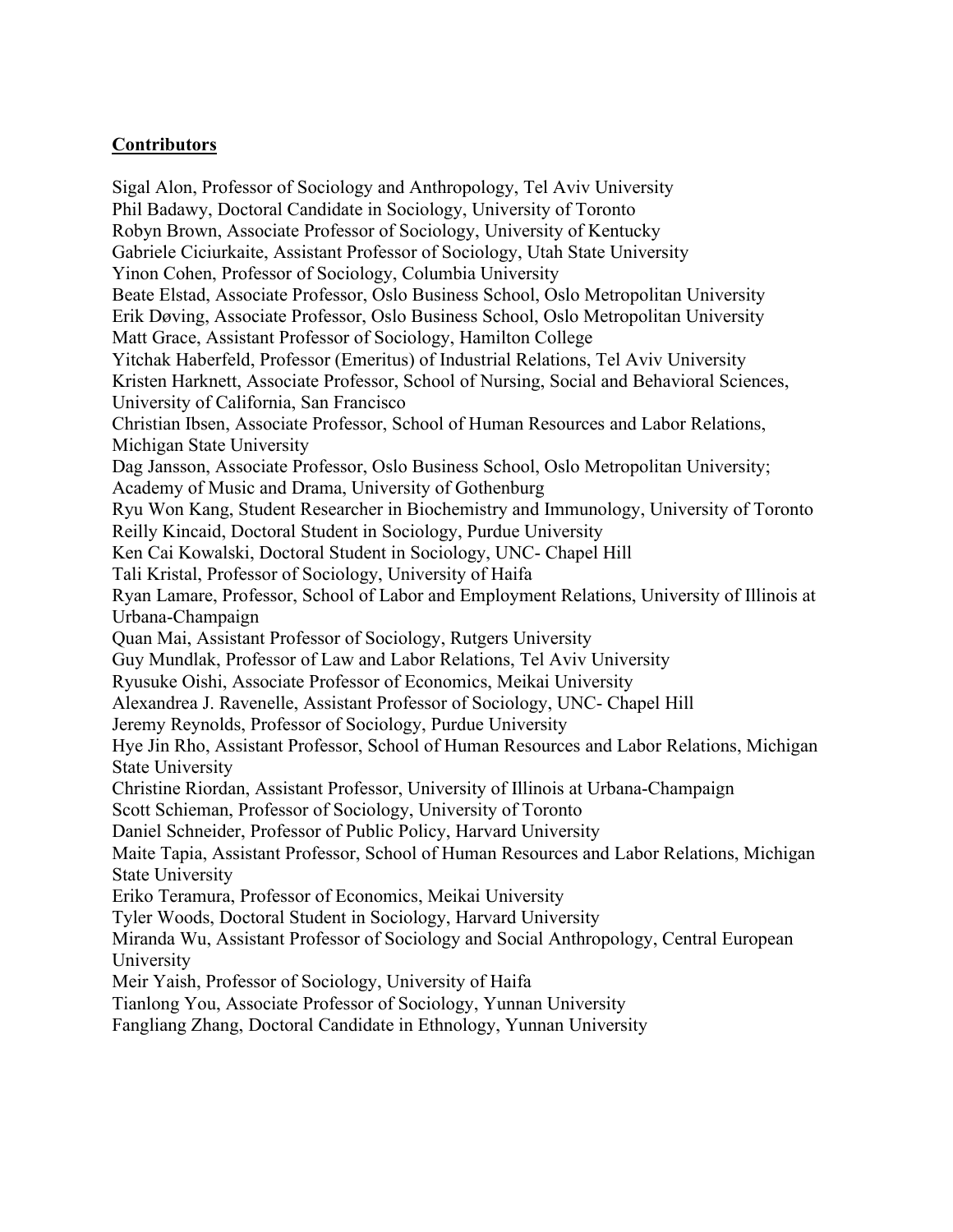**Contributors**

Sigal Alon, Professor of Sociology and Anthropology, Tel Aviv University
Phil Badawy, Doctoral Candidate in Sociology, University of Toronto
Robyn Brown, Associate Professor of Sociology, University of Kentucky
Gabriele Ciciurkaite, Assistant Professor of Sociology, Utah State University
Yinon Cohen, Professor of Sociology, Columbia University
Beate Elstad, Associate Professor, Oslo Business School, Oslo Metropolitan University
Erik Døving, Associate Professor, Oslo Business School, Oslo Metropolitan University
Matt Grace, Assistant Professor of Sociology, Hamilton College
Yitchak Haberfeld, Professor (Emeritus) of Industrial Relations, Tel Aviv University
Kristen Harknett, Associate Professor, School of Nursing, Social and Behavioral Sciences, University of California, San Francisco
Christian Ibsen, Associate Professor, School of Human Resources and Labor Relations, Michigan State University
Dag Jansson, Associate Professor, Oslo Business School, Oslo Metropolitan University; Academy of Music and Drama, University of Gothenburg
Ryu Won Kang, Student Researcher in Biochemistry and Immunology, University of Toronto
Reilly Kincaid, Doctoral Student in Sociology, Purdue University
Ken Cai Kowalski, Doctoral Student in Sociology, UNC- Chapel Hill
Tali Kristal, Professor of Sociology, University of Haifa
Ryan Lamare, Professor, School of Labor and Employment Relations, University of Illinois at Urbana-Champaign
Quan Mai, Assistant Professor of Sociology, Rutgers University
Guy Mundlak, Professor of Law and Labor Relations, Tel Aviv University
Ryusuke Oishi, Associate Professor of Economics, Meikai University
Alexandrea J. Ravenelle, Assistant Professor of Sociology, UNC- Chapel Hill
Jeremy Reynolds, Professor of Sociology, Purdue University
Hye Jin Rho, Assistant Professor, School of Human Resources and Labor Relations, Michigan State University
Christine Riordan, Assistant Professor, University of Illinois at Urbana-Champaign
Scott Schieman, Professor of Sociology, University of Toronto
Daniel Schneider, Professor of Public Policy, Harvard University
Maite Tapia, Assistant Professor, School of Human Resources and Labor Relations, Michigan State University
Eriko Teramura, Professor of Economics, Meikai University
Tyler Woods, Doctoral Student in Sociology, Harvard University
Miranda Wu, Assistant Professor of Sociology and Social Anthropology, Central European University
Meir Yaish, Professor of Sociology, University of Haifa
Tianlong You, Associate Professor of Sociology, Yunnan University
Fangliang Zhang, Doctoral Candidate in Ethnology, Yunnan University